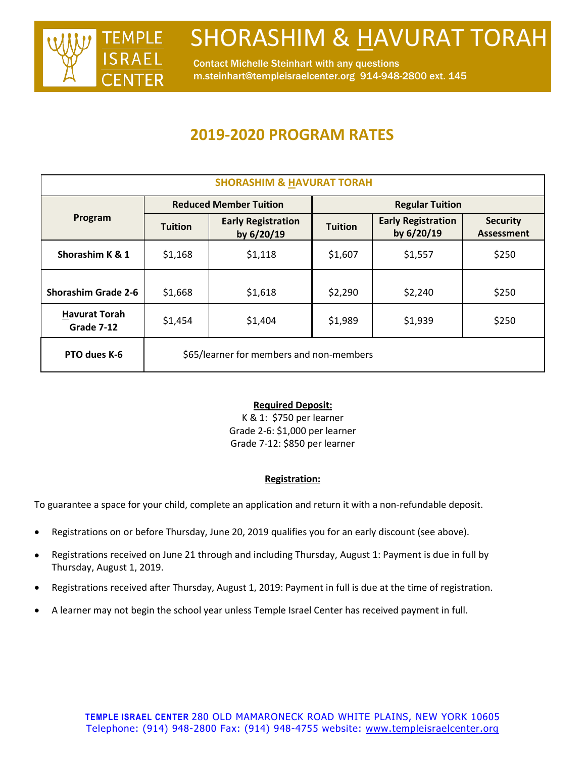# SHORASHIM & HAVURAT TORAH

Contact Michelle Steinhart with any questions
m.steinhart@templeisraelcenter.org 914-948-2800 ext. 145

## 2019-2020 PROGRAM RATES

| SHORASHIM & HAVURAT TORAH | | | | | |
|---|---|---|---|---|---|
| **Program** | **Reduced Member Tuition** | | **Regular Tuition** | | |
| | **Tuition** | **Early Registration by 6/20/19** | **Tuition** | **Early Registration by 6/20/19** | **Security Assessment** |
| **Shorashim K & 1** | $1,168 | $1,118 | $1,607 | $1,557 | $250 |
| **Shorashim Grade 2-6** | $1,668 | $1,618 | $2,290 | $2,240 | $250 |
| **Havurat Torah Grade 7-12** | $1,454 | $1,404 | $1,989 | $1,939 | $250 |
| **PTO dues K-6** | $65/learner for members and non-members | | | | |

**Required Deposit:**
K & 1: $750 per learner
Grade 2-6: $1,000 per learner
Grade 7-12: $850 per learner

**Registration:**

To guarantee a space for your child, complete an application and return it with a non-refundable deposit.

- Registrations on or before Thursday, June 20, 2019 qualifies you for an early discount (see above).
- Registrations received on June 21 through and including Thursday, August 1: Payment is due in full by Thursday, August 1, 2019.
- Registrations received after Thursday, August 1, 2019: Payment in full is due at the time of registration.
- A learner may not begin the school year unless Temple Israel Center has received payment in full.

**TEMPLE ISRAEL CENTER** 280 OLD MAMARONECK ROAD WHITE PLAINS, NEW YORK 10605
Telephone: (914) 948-2800 Fax: (914) 948-4755 website: www.templeisraelcenter.org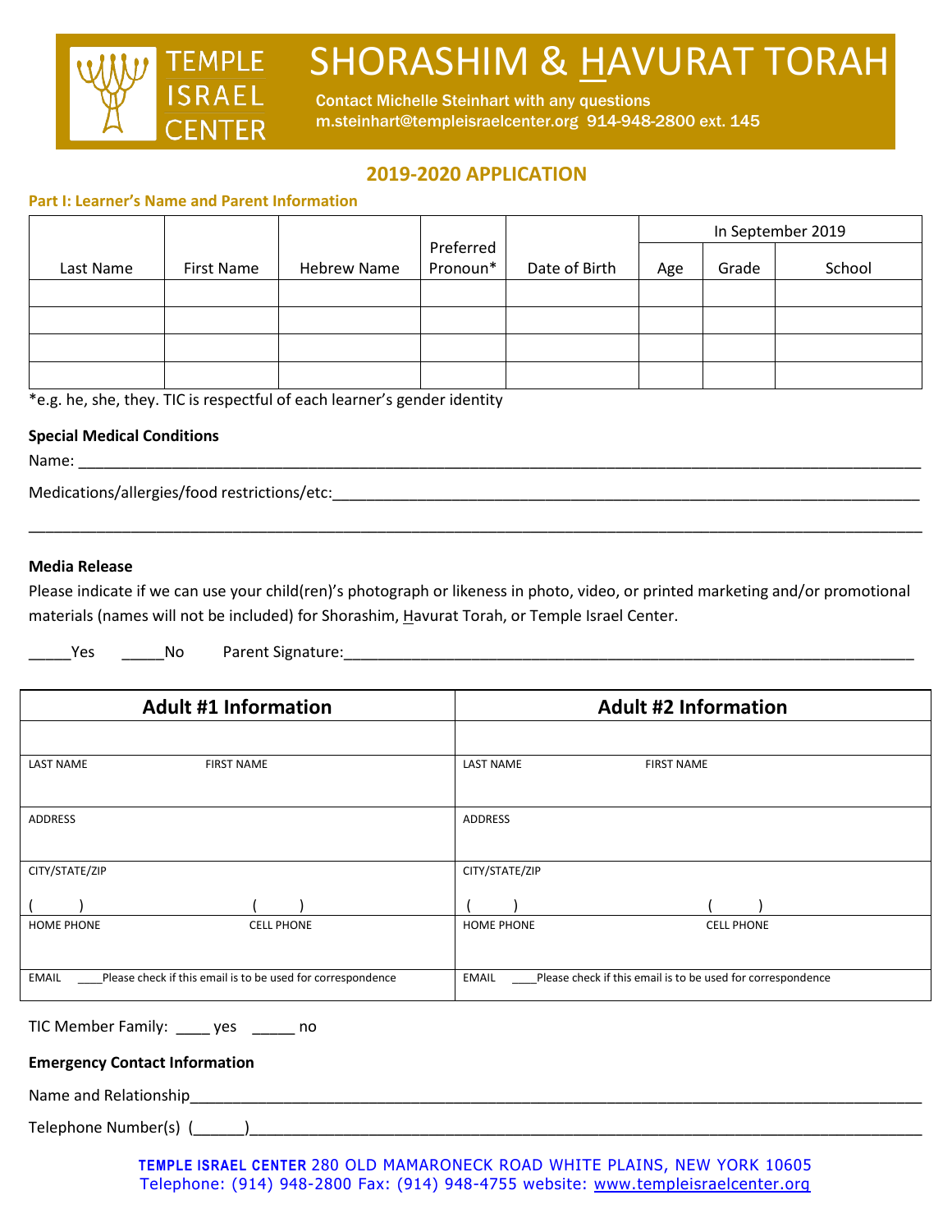# TEMPLE ISRAEL CENTER

# SHORASHIM & HAVURAT TORAH

Contact Michelle Steinhart with any questions
m.steinhart@templeisraelcenter.org 914-948-2800 ext. 145

## 2019-2020 APPLICATION

**Part I: Learner's Name and Parent Information**

| Last Name | First Name | Hebrew Name | Preferred Pronoun* | Date of Birth | In September 2019 | | |
|---|---|---|---|---|---|---|---|
| | | | | | Age | Grade | School |
| | | | | | | | |
| | | | | | | | |
| | | | | | | | |
| | | | | | | | |

*e.g. he, she, they. TIC is respectful of each learner's gender identity

**Special Medical Conditions**

Name: ____________________________________________________________________________________________

Medications/allergies/food restrictions/etc:______________________________________________________________

_________________________________________________________________________________________________

**Media Release**

Please indicate if we can use your child(ren)'s photograph or likeness in photo, video, or printed marketing and/or promotional materials (names will not be included) for Shorashim, Havurat Torah, or Temple Israel Center.

_____Yes _____No Parent Signature:_______________________________________________________________

| Adult #1 Information | Adult #2 Information |
|---|---|
| | |
| LAST NAME FIRST NAME | LAST NAME FIRST NAME |
| ADDRESS | ADDRESS |
| CITY/STATE/ZIP | CITY/STATE/ZIP |
| ( ) ( ) | ( ) ( ) |
| HOME PHONE CELL PHONE | HOME PHONE CELL PHONE |
| EMAIL ____Please check if this email is to be used for correspondence | EMAIL ____Please check if this email is to be used for correspondence |

TIC Member Family: ____ yes _____ no

**Emergency Contact Information**

Name and Relationship_________________________________________________________________________

Telephone Number(s) (______)__________________________________________________________________

**TEMPLE ISRAEL CENTER** 280 OLD MAMARONECK ROAD WHITE PLAINS, NEW YORK 10605
Telephone: (914) 948-2800 Fax: (914) 948-4755 website: www.templeisraelcenter.org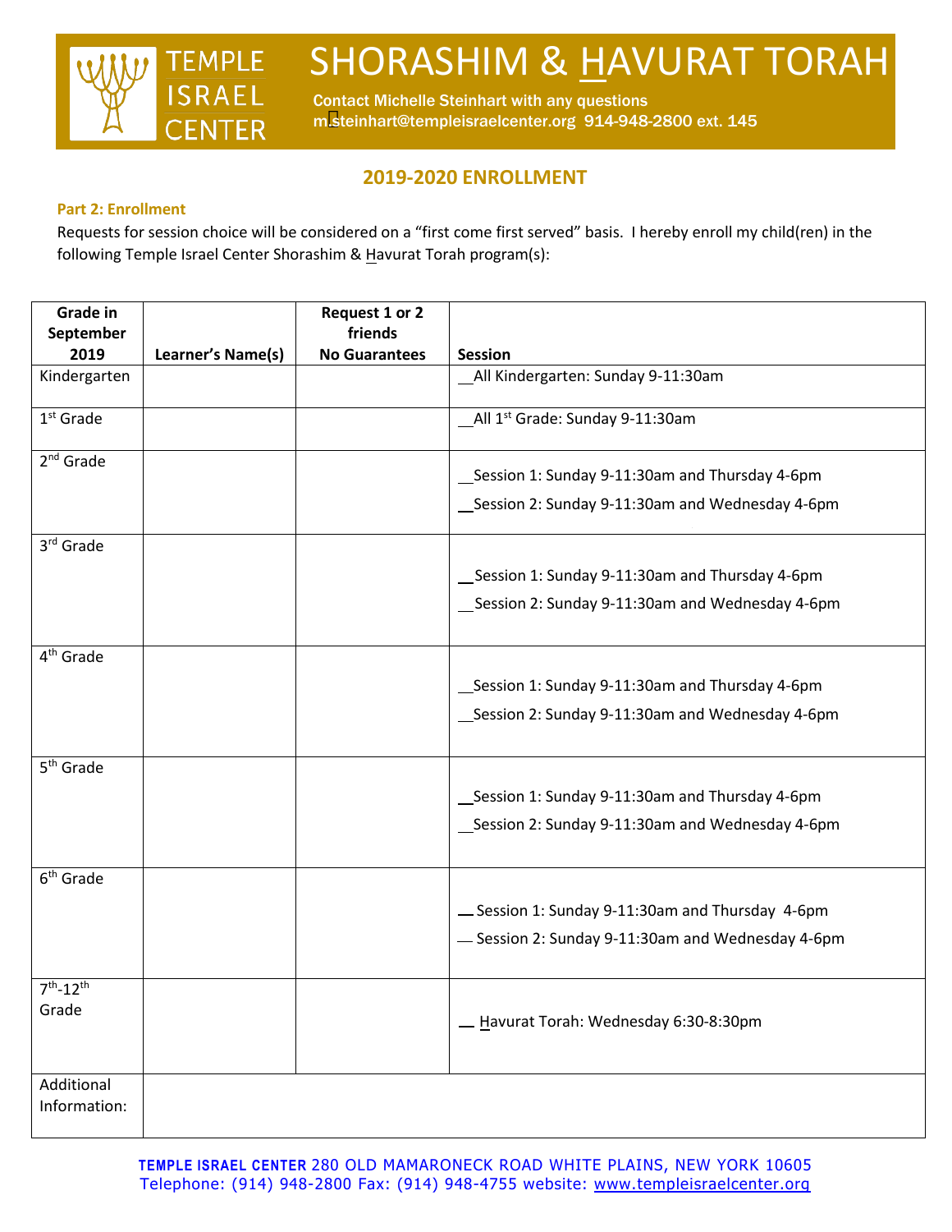# SHORASHIM & HAVURAT TORAH

TEMPLE ISRAEL CENTER

Contact Michelle Steinhart with any questions
msteinhart@templeisraelcenter.org 914-948-2800 ext. 145

## 2019-2020 ENROLLMENT

**Part 2: Enrollment**

Requests for session choice will be considered on a "first come first served" basis. I hereby enroll my child(ren) in the following Temple Israel Center Shorashim & Havurat Torah program(s):

| Grade in September 2019 | Learner's Name(s) | Request 1 or 2 friends No Guarantees | Session |
|---|---|---|---|
| Kindergarten | | | __All Kindergarten: Sunday 9-11:30am |
| 1st Grade | | | __All 1st Grade: Sunday 9-11:30am |
| 2nd Grade | | | __Session 1: Sunday 9-11:30am and Thursday 4-6pm<br>__Session 2: Sunday 9-11:30am and Wednesday 4-6pm |
| 3rd Grade | | | __Session 1: Sunday 9-11:30am and Thursday 4-6pm<br>__Session 2: Sunday 9-11:30am and Wednesday 4-6pm |
| 4th Grade | | | __Session 1: Sunday 9-11:30am and Thursday 4-6pm<br>__Session 2: Sunday 9-11:30am and Wednesday 4-6pm |
| 5th Grade | | | __Session 1: Sunday 9-11:30am and Thursday 4-6pm<br>__Session 2: Sunday 9-11:30am and Wednesday 4-6pm |
| 6th Grade | | | __ Session 1: Sunday 9-11:30am and Thursday 4-6pm<br>__ Session 2: Sunday 9-11:30am and Wednesday 4-6pm |
| 7th-12th Grade | | | __ Havurat Torah: Wednesday 6:30-8:30pm |
| Additional Information: | | | |

**TEMPLE ISRAEL CENTER** 280 OLD MAMARONECK ROAD WHITE PLAINS, NEW YORK 10605
Telephone: (914) 948-2800 Fax: (914) 948-4755 website: www.templeisraelcenter.org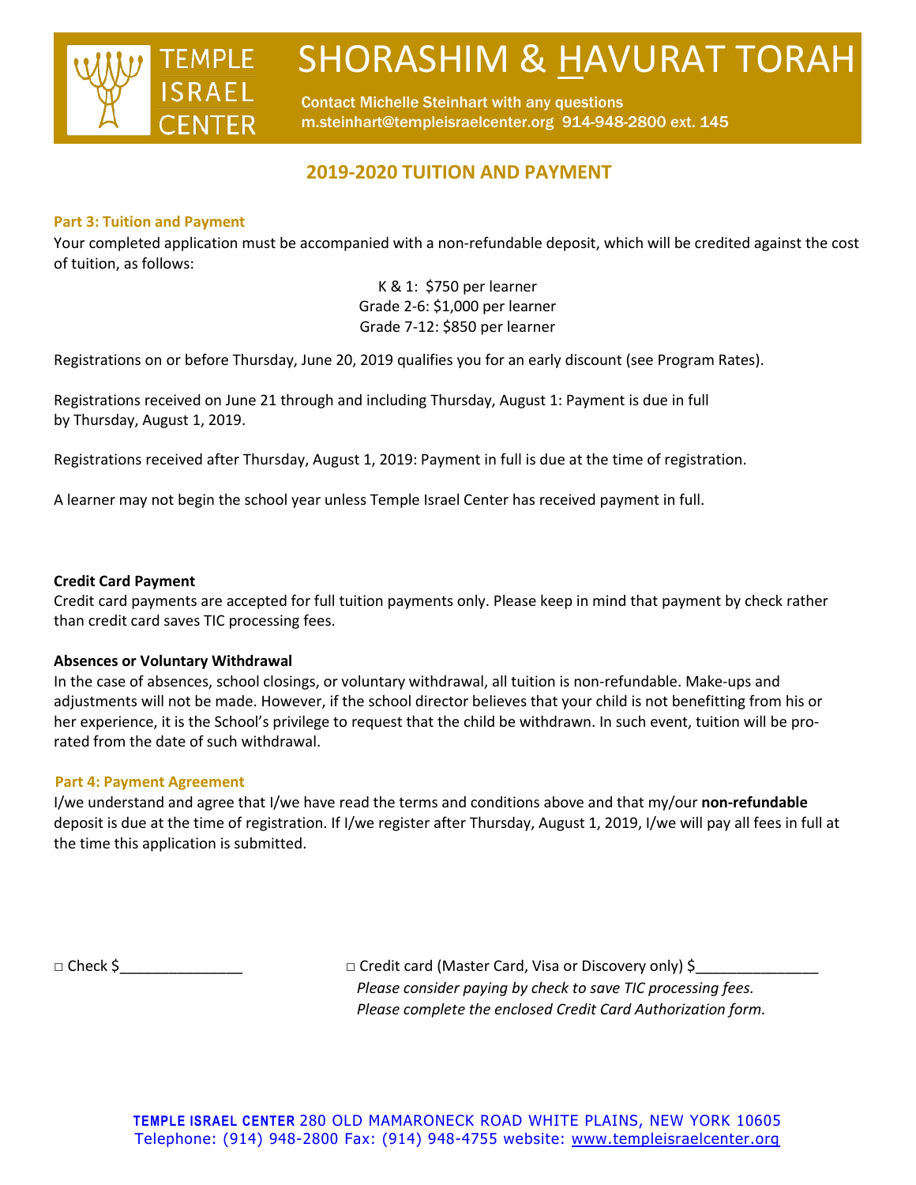# SHORASHIM & HAVURAT TORAH

Contact Michelle Steinhart with any questions
m.steinhart@templeisraelcenter.org 914-948-2800 ext. 145

## 2019-2020 TUITION AND PAYMENT

### Part 3: Tuition and Payment

Your completed application must be accompanied with a non-refundable deposit, which will be credited against the cost of tuition, as follows:

K & 1: $750 per learner
Grade 2-6: $1,000 per learner
Grade 7-12: $850 per learner

Registrations on or before Thursday, June 20, 2019 qualifies you for an early discount (see Program Rates).

Registrations received on June 21 through and including Thursday, August 1: Payment is due in full by Thursday, August 1, 2019.

Registrations received after Thursday, August 1, 2019: Payment in full is due at the time of registration.

A learner may not begin the school year unless Temple Israel Center has received payment in full.

**Credit Card Payment**

Credit card payments are accepted for full tuition payments only. Please keep in mind that payment by check rather than credit card saves TIC processing fees.

**Absences or Voluntary Withdrawal**

In the case of absences, school closings, or voluntary withdrawal, all tuition is non-refundable. Make-ups and adjustments will not be made. However, if the school director believes that your child is not benefitting from his or her experience, it is the School's privilege to request that the child be withdrawn. In such event, tuition will be pro-rated from the date of such withdrawal.

### Part 4: Payment Agreement

I/we understand and agree that I/we have read the terms and conditions above and that my/our **non-refundable** deposit is due at the time of registration. If I/we register after Thursday, August 1, 2019, I/we will pay all fees in full at the time this application is submitted.

□ Check $_______________

□ Credit card (Master Card, Visa or Discovery only) $_______________
*Please consider paying by check to save TIC processing fees.*
*Please complete the enclosed Credit Card Authorization form.*

**TEMPLE ISRAEL CENTER** 280 OLD MAMARONECK ROAD WHITE PLAINS, NEW YORK 10605
Telephone: (914) 948-2800 Fax: (914) 948-4755 website: www.templeisraelcenter.org